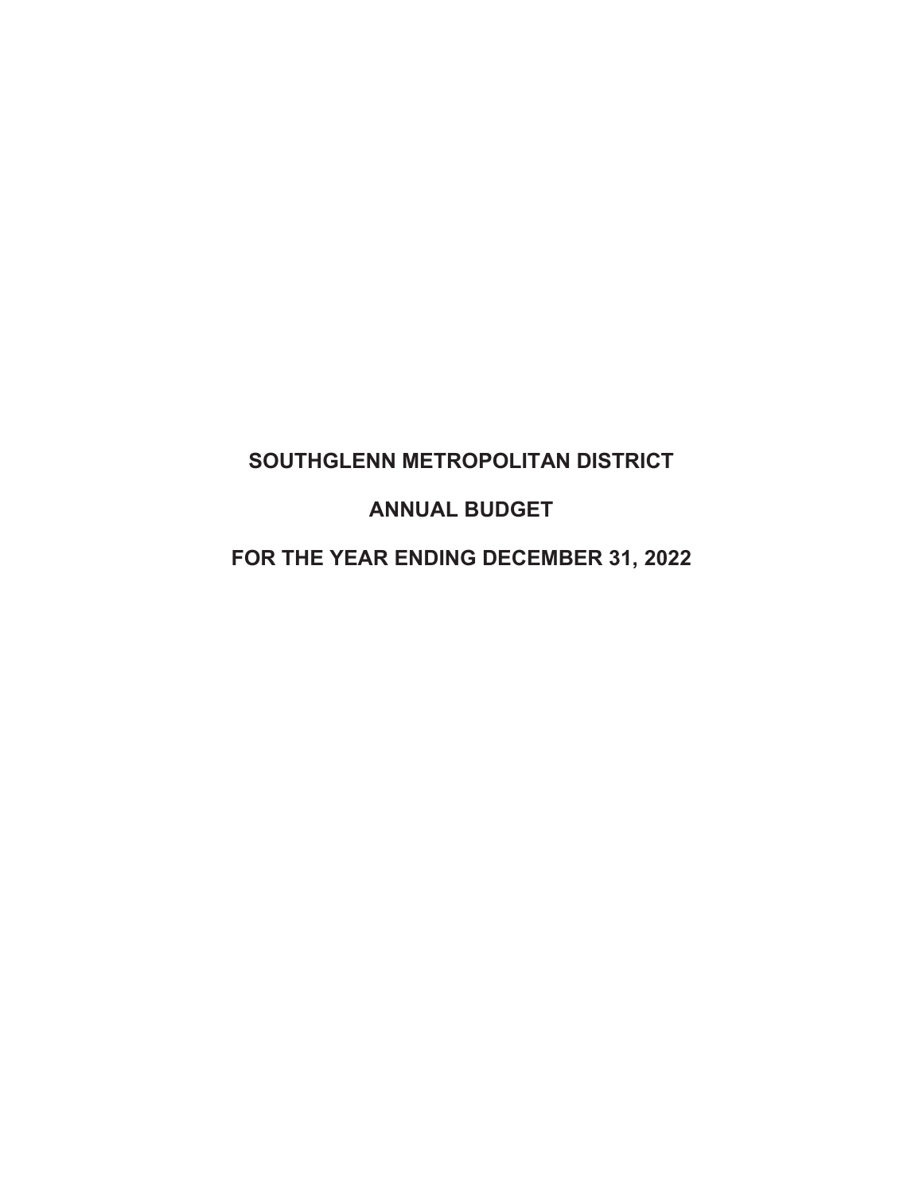# SOUTHGLENN METROPOLITAN DISTRICT

# ANNUAL BUDGET

# FOR THE YEAR ENDING DECEMBER 31, 2022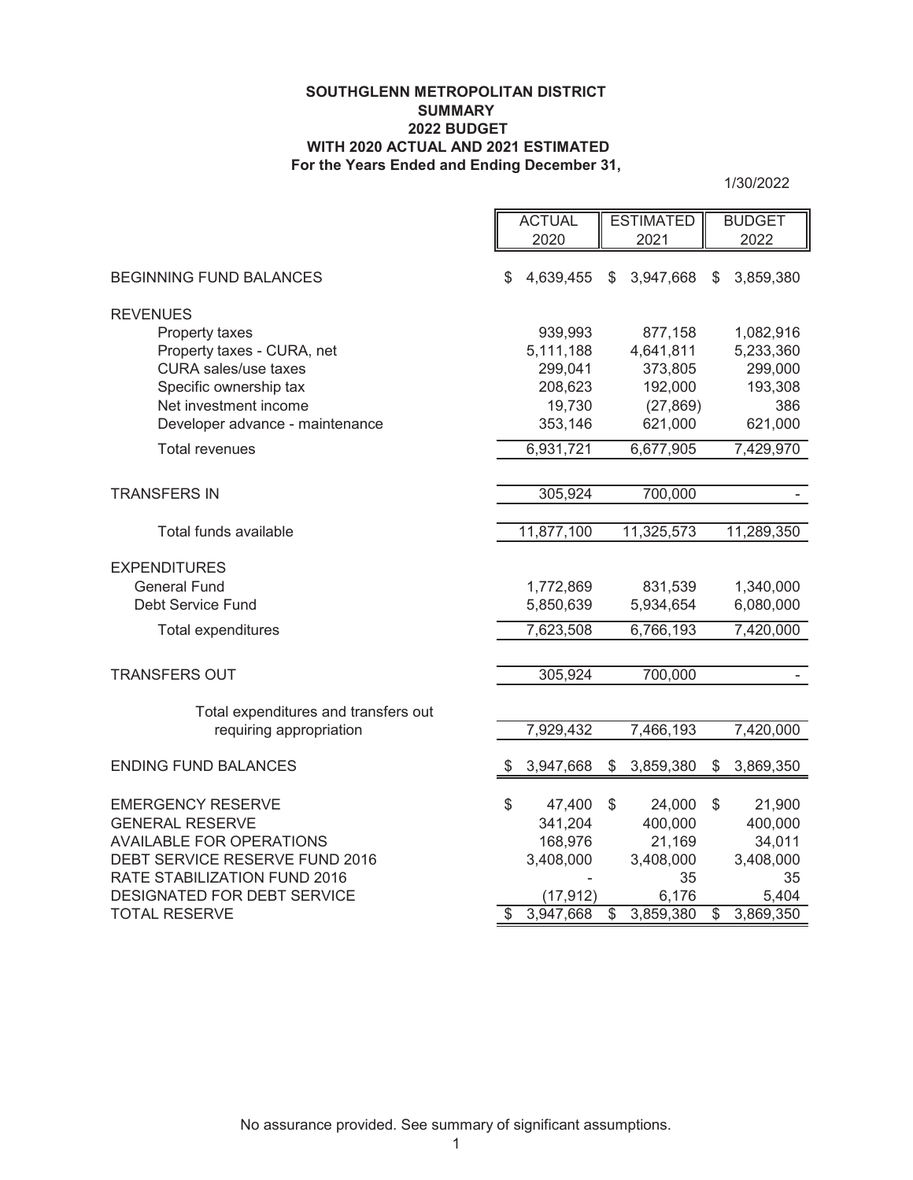**SOUTHGLENN METROPOLITAN DISTRICT**
**SUMMARY**
**2022 BUDGET**
**WITH 2020 ACTUAL AND 2021 ESTIMATED**
**For the Years Ended and Ending December 31,**

1/30/2022

| | ACTUAL 2020 | ESTIMATED 2021 | BUDGET 2022 |
|---|---|---|---|
| BEGINNING FUND BALANCES | $ 4,639,455 | $ 3,947,668 | $ 3,859,380 |
| REVENUES | | | |
| Property taxes | 939,993 | 877,158 | 1,082,916 |
| Property taxes - CURA, net | 5,111,188 | 4,641,811 | 5,233,360 |
| CURA sales/use taxes | 299,041 | 373,805 | 299,000 |
| Specific ownership tax | 208,623 | 192,000 | 193,308 |
| Net investment income | 19,730 | (27,869) | 386 |
| Developer advance - maintenance | 353,146 | 621,000 | 621,000 |
| Total revenues | 6,931,721 | 6,677,905 | 7,429,970 |
| TRANSFERS IN | 305,924 | 700,000 | - |
| Total funds available | 11,877,100 | 11,325,573 | 11,289,350 |
| EXPENDITURES | | | |
| General Fund | 1,772,869 | 831,539 | 1,340,000 |
| Debt Service Fund | 5,850,639 | 5,934,654 | 6,080,000 |
| Total expenditures | 7,623,508 | 6,766,193 | 7,420,000 |
| TRANSFERS OUT | 305,924 | 700,000 | - |
| Total expenditures and transfers out requiring appropriation | 7,929,432 | 7,466,193 | 7,420,000 |
| ENDING FUND BALANCES | $ 3,947,668 | $ 3,859,380 | $ 3,869,350 |
| EMERGENCY RESERVE | $ 47,400 | $ 24,000 | $ 21,900 |
| GENERAL RESERVE | 341,204 | 400,000 | 400,000 |
| AVAILABLE FOR OPERATIONS | 168,976 | 21,169 | 34,011 |
| DEBT SERVICE RESERVE FUND 2016 | 3,408,000 | 3,408,000 | 3,408,000 |
| RATE STABILIZATION FUND 2016 | - | 35 | 35 |
| DESIGNATED FOR DEBT SERVICE | (17,912) | 6,176 | 5,404 |
| TOTAL RESERVE | $ 3,947,668 | $ 3,859,380 | $ 3,869,350 |

No assurance provided. See summary of significant assumptions.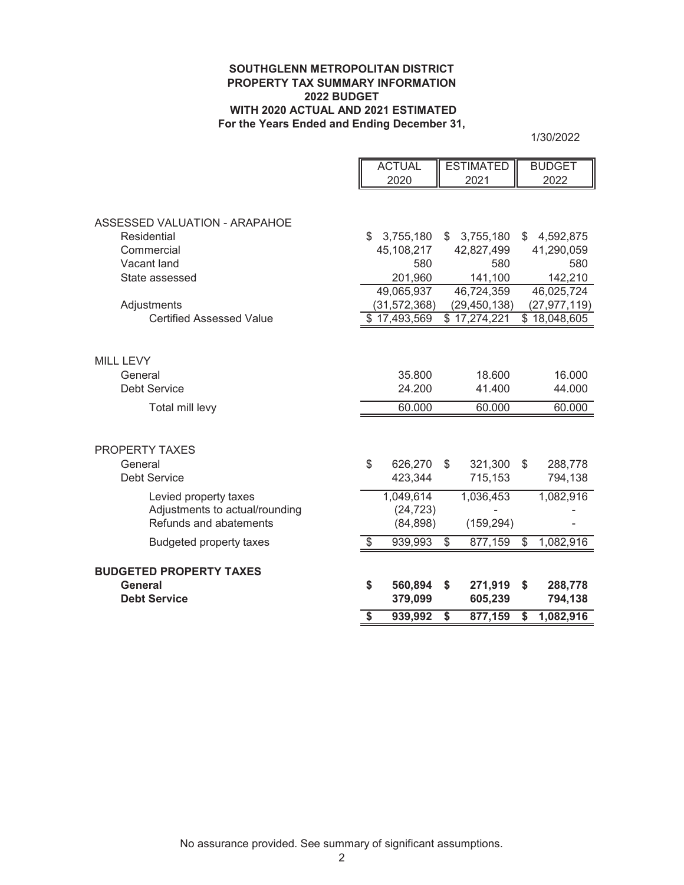**SOUTHGLENN METROPOLITAN DISTRICT**
**PROPERTY TAX SUMMARY INFORMATION**
**2022 BUDGET**
**WITH 2020 ACTUAL AND 2021 ESTIMATED**
**For the Years Ended and Ending December 31,**

1/30/2022

| | ACTUAL 2020 | ESTIMATED 2021 | BUDGET 2022 |
|---|---|---|---|
| ASSESSED VALUATION - ARAPAHOE | | | |
| Residential | $ 3,755,180 | $ 3,755,180 | $ 4,592,875 |
| Commercial | 45,108,217 | 42,827,499 | 41,290,059 |
| Vacant land | 580 | 580 | 580 |
| State assessed | 201,960 | 141,100 | 142,210 |
| | 49,065,937 | 46,724,359 | 46,025,724 |
| Adjustments | (31,572,368) | (29,450,138) | (27,977,119) |
| Certified Assessed Value | $ 17,493,569 | $ 17,274,221 | $ 18,048,605 |
| | | | |
| MILL LEVY | | | |
| General | 35.800 | 18.600 | 16.000 |
| Debt Service | 24.200 | 41.400 | 44.000 |
| Total mill levy | 60.000 | 60.000 | 60.000 |
| | | | |
| PROPERTY TAXES | | | |
| General | $ 626,270 | $ 321,300 | $ 288,778 |
| Debt Service | 423,344 | 715,153 | 794,138 |
| Levied property taxes | 1,049,614 | 1,036,453 | 1,082,916 |
| Adjustments to actual/rounding | (24,723) | - | - |
| Refunds and abatements | (84,898) | (159,294) | - |
| Budgeted property taxes | $ 939,993 | $ 877,159 | $ 1,082,916 |
| | | | |
| **BUDGETED PROPERTY TAXES** | | | |
| **General** | **$ 560,894** | **$ 271,919** | **$ 288,778** |
| **Debt Service** | **379,099** | **605,239** | **794,138** |
| | **$ 939,992** | **$ 877,159** | **$ 1,082,916** |

No assurance provided. See summary of significant assumptions.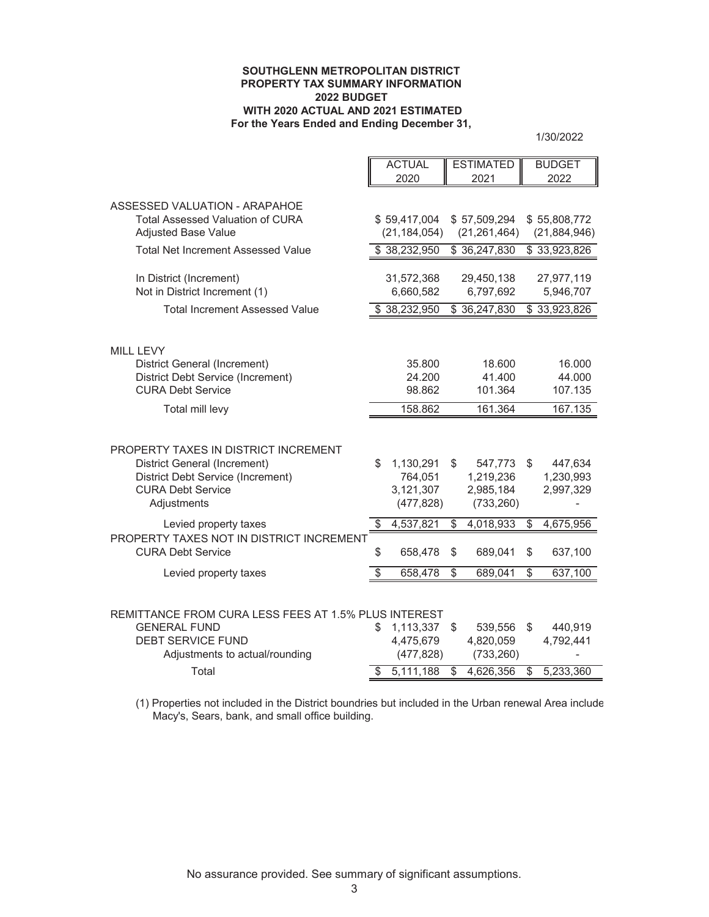**SOUTHGLENN METROPOLITAN DISTRICT**
**PROPERTY TAX SUMMARY INFORMATION**
**2022 BUDGET**
**WITH 2020 ACTUAL AND 2021 ESTIMATED**
**For the Years Ended and Ending December 31,**

1/30/2022

| | ACTUAL 2020 | ESTIMATED 2021 | BUDGET 2022 |
|---|---|---|---|
| ASSESSED VALUATION - ARAPAHOE | | | |
| Total Assessed Valuation of CURA | $ 59,417,004 | $ 57,509,294 | $ 55,808,772 |
| Adjusted Base Value | (21,184,054) | (21,261,464) | (21,884,946) |
| Total Net Increment Assessed Value | $ 38,232,950 | $ 36,247,830 | $ 33,923,826 |
| In District (Increment) | 31,572,368 | 29,450,138 | 27,977,119 |
| Not in District Increment (1) | 6,660,582 | 6,797,692 | 5,946,707 |
| Total Increment Assessed Value | $ 38,232,950 | $ 36,247,830 | $ 33,923,826 |
| MILL LEVY | | | |
| District General (Increment) | 35.800 | 18.600 | 16.000 |
| District Debt Service (Increment) | 24.200 | 41.400 | 44.000 |
| CURA Debt Service | 98.862 | 101.364 | 107.135 |
| Total mill levy | 158.862 | 161.364 | 167.135 |
| PROPERTY TAXES IN DISTRICT INCREMENT | | | |
| District General (Increment) | $ 1,130,291 | $ 547,773 | $ 447,634 |
| District Debt Service (Increment) | 764,051 | 1,219,236 | 1,230,993 |
| CURA Debt Service | 3,121,307 | 2,985,184 | 2,997,329 |
| Adjustments | (477,828) | (733,260) | - |
| Levied property taxes | $ 4,537,821 | $ 4,018,933 | $ 4,675,956 |
| PROPERTY TAXES NOT IN DISTRICT INCREMENT | | | |
| CURA Debt Service | $ 658,478 | $ 689,041 | $ 637,100 |
| Levied property taxes | $ 658,478 | $ 689,041 | $ 637,100 |
| REMITTANCE FROM CURA LESS FEES AT 1.5% PLUS INTEREST | | | |
| GENERAL FUND | $ 1,113,337 | $ 539,556 | $ 440,919 |
| DEBT SERVICE FUND | 4,475,679 | 4,820,059 | 4,792,441 |
| Adjustments to actual/rounding | (477,828) | (733,260) | - |
| Total | $ 5,111,188 | $ 4,626,356 | $ 5,233,360 |

(1) Properties not included in the District boundries but included in the Urban renewal Area include Macy's, Sears, bank, and small office building.

No assurance provided. See summary of significant assumptions.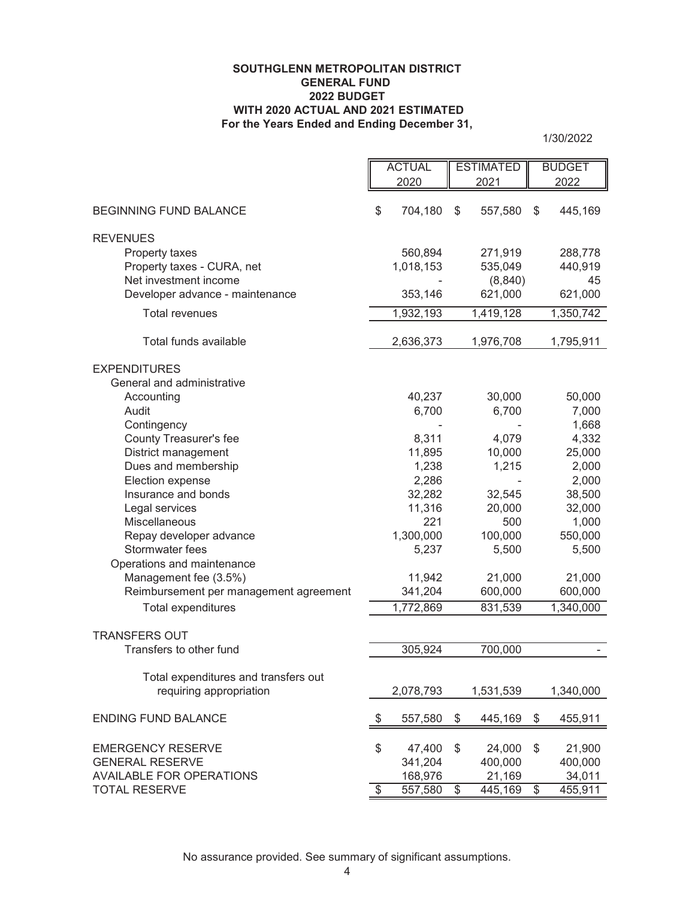**SOUTHGLENN METROPOLITAN DISTRICT**
**GENERAL FUND**
**2022 BUDGET**
**WITH 2020 ACTUAL AND 2021 ESTIMATED**
**For the Years Ended and Ending December 31,**

1/30/2022

| | ACTUAL 2020 | ESTIMATED 2021 | BUDGET 2022 |
|---|---|---|---|
| BEGINNING FUND BALANCE | $ 704,180 | $ 557,580 | $ 445,169 |
| REVENUES | | | |
| Property taxes | 560,894 | 271,919 | 288,778 |
| Property taxes - CURA, net | 1,018,153 | 535,049 | 440,919 |
| Net investment income | - | (8,840) | 45 |
| Developer advance - maintenance | 353,146 | 621,000 | 621,000 |
| Total revenues | 1,932,193 | 1,419,128 | 1,350,742 |
| Total funds available | 2,636,373 | 1,976,708 | 1,795,911 |
| EXPENDITURES | | | |
| General and administrative | | | |
| Accounting | 40,237 | 30,000 | 50,000 |
| Audit | 6,700 | 6,700 | 7,000 |
| Contingency | - | - | 1,668 |
| County Treasurer's fee | 8,311 | 4,079 | 4,332 |
| District management | 11,895 | 10,000 | 25,000 |
| Dues and membership | 1,238 | 1,215 | 2,000 |
| Election expense | 2,286 | - | 2,000 |
| Insurance and bonds | 32,282 | 32,545 | 38,500 |
| Legal services | 11,316 | 20,000 | 32,000 |
| Miscellaneous | 221 | 500 | 1,000 |
| Repay developer advance | 1,300,000 | 100,000 | 550,000 |
| Stormwater fees | 5,237 | 5,500 | 5,500 |
| Operations and maintenance | | | |
| Management fee (3.5%) | 11,942 | 21,000 | 21,000 |
| Reimbursement per management agreement | 341,204 | 600,000 | 600,000 |
| Total expenditures | 1,772,869 | 831,539 | 1,340,000 |
| TRANSFERS OUT | | | |
| Transfers to other fund | 305,924 | 700,000 | - |
| Total expenditures and transfers out requiring appropriation | 2,078,793 | 1,531,539 | 1,340,000 |
| ENDING FUND BALANCE | $ 557,580 | $ 445,169 | $ 455,911 |
| EMERGENCY RESERVE | $ 47,400 | $ 24,000 | $ 21,900 |
| GENERAL RESERVE | 341,204 | 400,000 | 400,000 |
| AVAILABLE FOR OPERATIONS | 168,976 | 21,169 | 34,011 |
| TOTAL RESERVE | $ 557,580 | $ 445,169 | $ 455,911 |

No assurance provided. See summary of significant assumptions.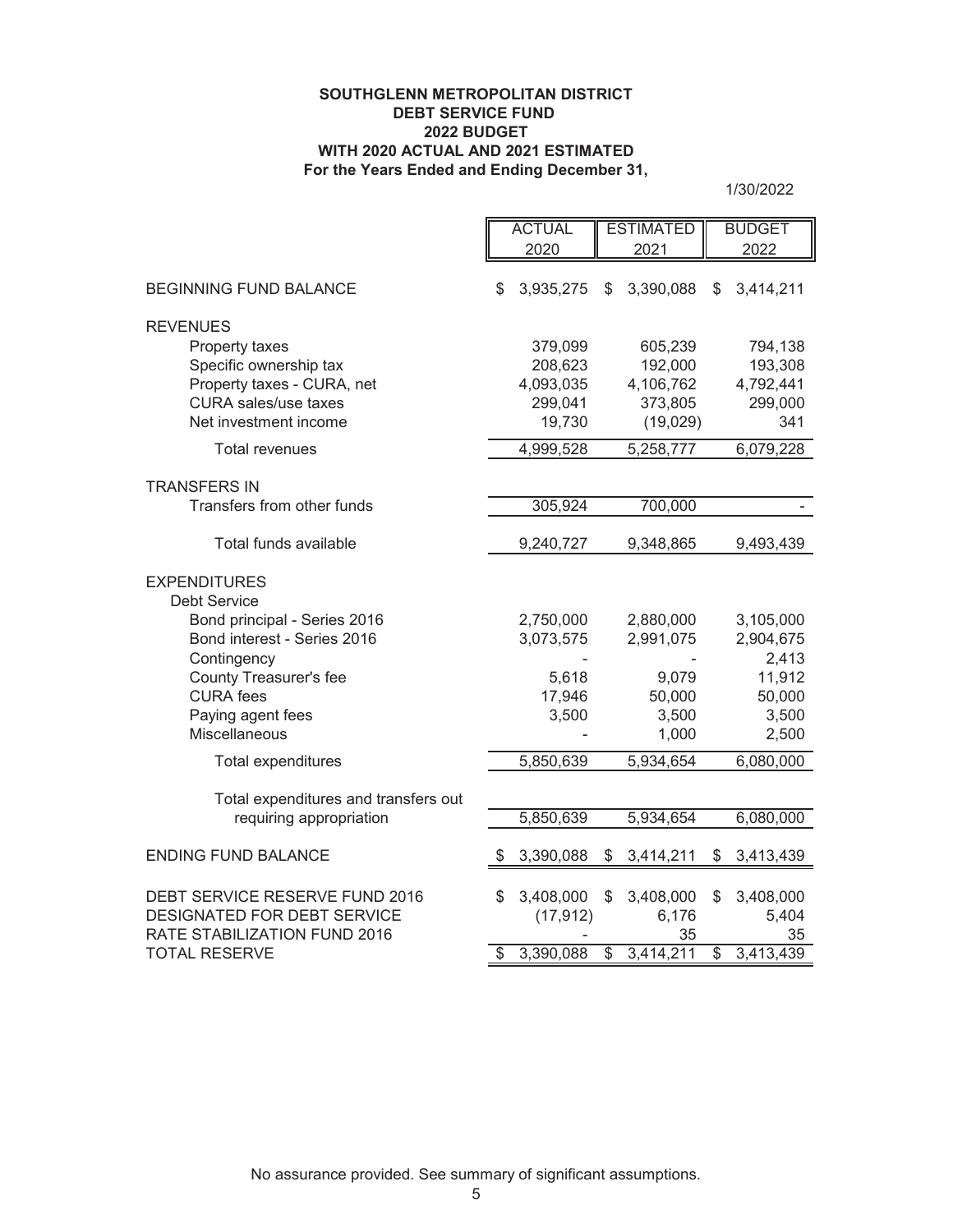**SOUTHGLENN METROPOLITAN DISTRICT**
**DEBT SERVICE FUND**
**2022 BUDGET**
**WITH 2020 ACTUAL AND 2021 ESTIMATED**
**For the Years Ended and Ending December 31,**

1/30/2022

| | ACTUAL 2020 | ESTIMATED 2021 | BUDGET 2022 |
|---|---|---|---|
| BEGINNING FUND BALANCE | $ 3,935,275 | $ 3,390,088 | $ 3,414,211 |
| REVENUES | | | |
| Property taxes | 379,099 | 605,239 | 794,138 |
| Specific ownership tax | 208,623 | 192,000 | 193,308 |
| Property taxes - CURA, net | 4,093,035 | 4,106,762 | 4,792,441 |
| CURA sales/use taxes | 299,041 | 373,805 | 299,000 |
| Net investment income | 19,730 | (19,029) | 341 |
| Total revenues | 4,999,528 | 5,258,777 | 6,079,228 |
| TRANSFERS IN | | | |
| Transfers from other funds | 305,924 | 700,000 | - |
| Total funds available | 9,240,727 | 9,348,865 | 9,493,439 |
| EXPENDITURES | | | |
| Debt Service | | | |
| Bond principal - Series 2016 | 2,750,000 | 2,880,000 | 3,105,000 |
| Bond interest - Series 2016 | 3,073,575 | 2,991,075 | 2,904,675 |
| Contingency | - | - | 2,413 |
| County Treasurer's fee | 5,618 | 9,079 | 11,912 |
| CURA fees | 17,946 | 50,000 | 50,000 |
| Paying agent fees | 3,500 | 3,500 | 3,500 |
| Miscellaneous | - | 1,000 | 2,500 |
| Total expenditures | 5,850,639 | 5,934,654 | 6,080,000 |
| Total expenditures and transfers out requiring appropriation | 5,850,639 | 5,934,654 | 6,080,000 |
| ENDING FUND BALANCE | $ 3,390,088 | $ 3,414,211 | $ 3,413,439 |
| DEBT SERVICE RESERVE FUND 2016 | $ 3,408,000 | $ 3,408,000 | $ 3,408,000 |
| DESIGNATED FOR DEBT SERVICE | (17,912) | 6,176 | 5,404 |
| RATE STABILIZATION FUND 2016 | - | 35 | 35 |
| TOTAL RESERVE | $ 3,390,088 | $ 3,414,211 | $ 3,413,439 |

No assurance provided. See summary of significant assumptions.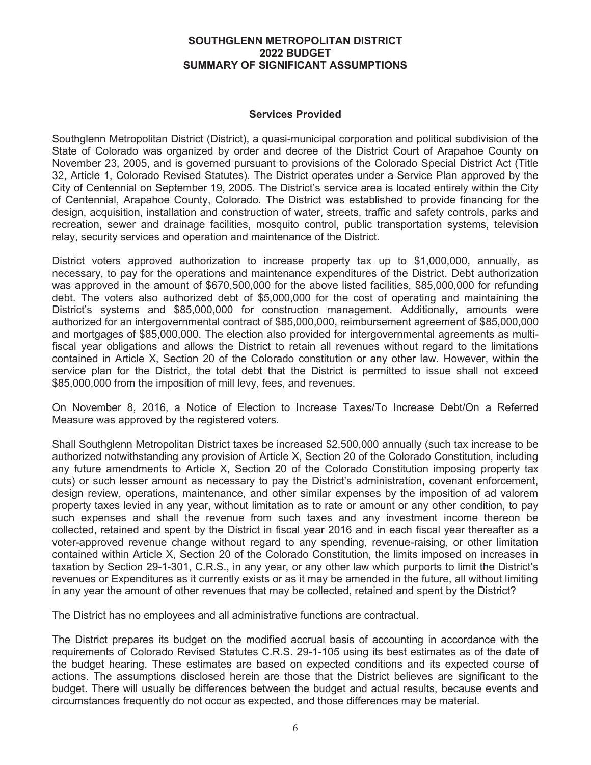# SOUTHGLENN METROPOLITAN DISTRICT
# 2022 BUDGET
# SUMMARY OF SIGNIFICANT ASSUMPTIONS

## Services Provided

Southglenn Metropolitan District (District), a quasi-municipal corporation and political subdivision of the State of Colorado was organized by order and decree of the District Court of Arapahoe County on November 23, 2005, and is governed pursuant to provisions of the Colorado Special District Act (Title 32, Article 1, Colorado Revised Statutes). The District operates under a Service Plan approved by the City of Centennial on September 19, 2005. The District's service area is located entirely within the City of Centennial, Arapahoe County, Colorado. The District was established to provide financing for the design, acquisition, installation and construction of water, streets, traffic and safety controls, parks and recreation, sewer and drainage facilities, mosquito control, public transportation systems, television relay, security services and operation and maintenance of the District.

District voters approved authorization to increase property tax up to $1,000,000, annually, as necessary, to pay for the operations and maintenance expenditures of the District. Debt authorization was approved in the amount of $670,500,000 for the above listed facilities, $85,000,000 for refunding debt. The voters also authorized debt of $5,000,000 for the cost of operating and maintaining the District's systems and $85,000,000 for construction management. Additionally, amounts were authorized for an intergovernmental contract of $85,000,000, reimbursement agreement of $85,000,000 and mortgages of $85,000,000. The election also provided for intergovernmental agreements as multi-fiscal year obligations and allows the District to retain all revenues without regard to the limitations contained in Article X, Section 20 of the Colorado constitution or any other law. However, within the service plan for the District, the total debt that the District is permitted to issue shall not exceed $85,000,000 from the imposition of mill levy, fees, and revenues.

On November 8, 2016, a Notice of Election to Increase Taxes/To Increase Debt/On a Referred Measure was approved by the registered voters.

Shall Southglenn Metropolitan District taxes be increased $2,500,000 annually (such tax increase to be authorized notwithstanding any provision of Article X, Section 20 of the Colorado Constitution, including any future amendments to Article X, Section 20 of the Colorado Constitution imposing property tax cuts) or such lesser amount as necessary to pay the District's administration, covenant enforcement, design review, operations, maintenance, and other similar expenses by the imposition of ad valorem property taxes levied in any year, without limitation as to rate or amount or any other condition, to pay such expenses and shall the revenue from such taxes and any investment income thereon be collected, retained and spent by the District in fiscal year 2016 and in each fiscal year thereafter as a voter-approved revenue change without regard to any spending, revenue-raising, or other limitation contained within Article X, Section 20 of the Colorado Constitution, the limits imposed on increases in taxation by Section 29-1-301, C.R.S., in any year, or any other law which purports to limit the District's revenues or Expenditures as it currently exists or as it may be amended in the future, all without limiting in any year the amount of other revenues that may be collected, retained and spent by the District?

The District has no employees and all administrative functions are contractual.

The District prepares its budget on the modified accrual basis of accounting in accordance with the requirements of Colorado Revised Statutes C.R.S. 29-1-105 using its best estimates as of the date of the budget hearing. These estimates are based on expected conditions and its expected course of actions. The assumptions disclosed herein are those that the District believes are significant to the budget. There will usually be differences between the budget and actual results, because events and circumstances frequently do not occur as expected, and those differences may be material.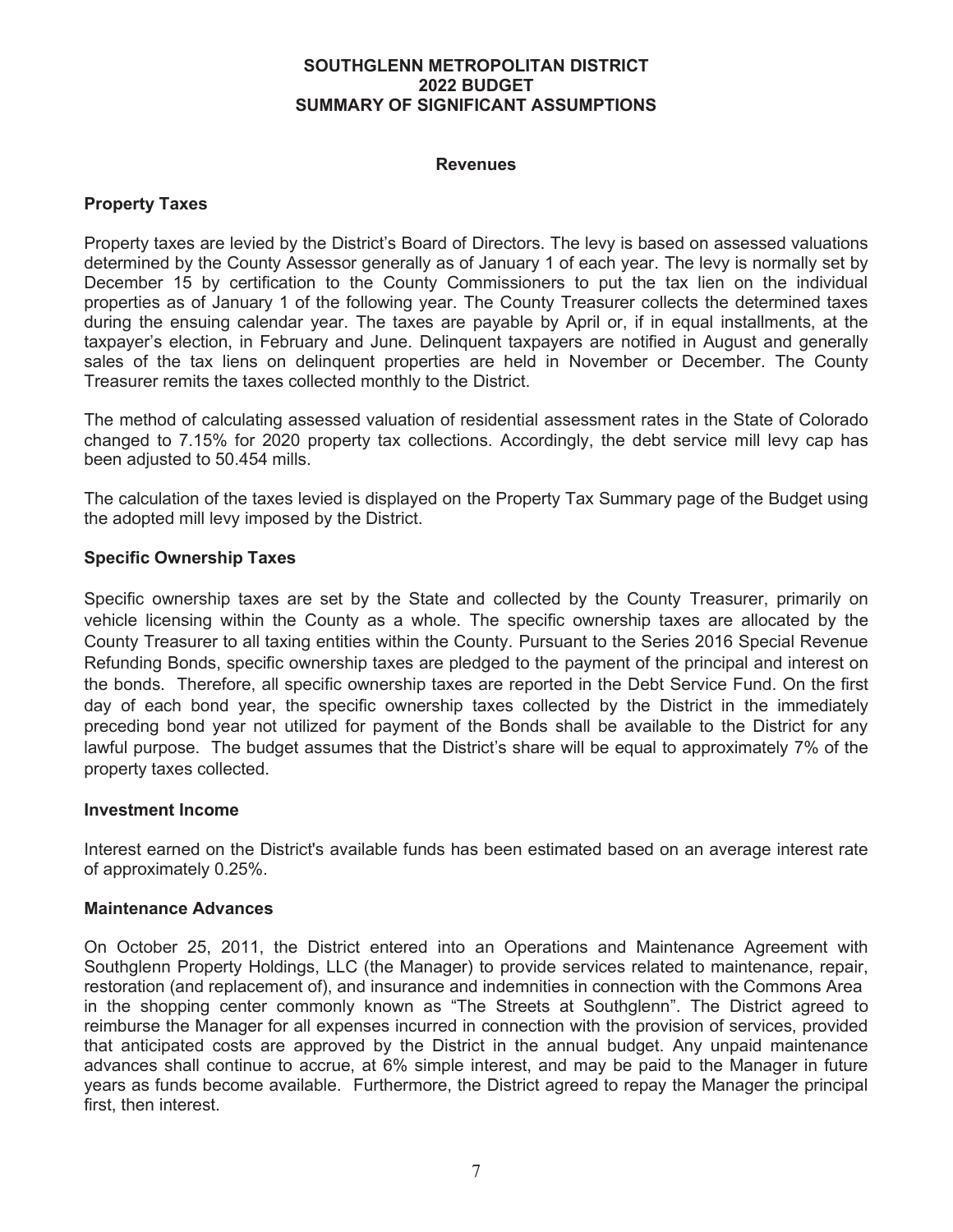# SOUTHGLENN METROPOLITAN DISTRICT
# 2022 BUDGET
# SUMMARY OF SIGNIFICANT ASSUMPTIONS

## Revenues

### Property Taxes

Property taxes are levied by the District's Board of Directors. The levy is based on assessed valuations determined by the County Assessor generally as of January 1 of each year. The levy is normally set by December 15 by certification to the County Commissioners to put the tax lien on the individual properties as of January 1 of the following year. The County Treasurer collects the determined taxes during the ensuing calendar year. The taxes are payable by April or, if in equal installments, at the taxpayer's election, in February and June. Delinquent taxpayers are notified in August and generally sales of the tax liens on delinquent properties are held in November or December. The County Treasurer remits the taxes collected monthly to the District.

The method of calculating assessed valuation of residential assessment rates in the State of Colorado changed to 7.15% for 2020 property tax collections. Accordingly, the debt service mill levy cap has been adjusted to 50.454 mills.

The calculation of the taxes levied is displayed on the Property Tax Summary page of the Budget using the adopted mill levy imposed by the District.

### Specific Ownership Taxes

Specific ownership taxes are set by the State and collected by the County Treasurer, primarily on vehicle licensing within the County as a whole. The specific ownership taxes are allocated by the County Treasurer to all taxing entities within the County. Pursuant to the Series 2016 Special Revenue Refunding Bonds, specific ownership taxes are pledged to the payment of the principal and interest on the bonds. Therefore, all specific ownership taxes are reported in the Debt Service Fund. On the first day of each bond year, the specific ownership taxes collected by the District in the immediately preceding bond year not utilized for payment of the Bonds shall be available to the District for any lawful purpose. The budget assumes that the District's share will be equal to approximately 7% of the property taxes collected.

### Investment Income

Interest earned on the District's available funds has been estimated based on an average interest rate of approximately 0.25%.

### Maintenance Advances

On October 25, 2011, the District entered into an Operations and Maintenance Agreement with Southglenn Property Holdings, LLC (the Manager) to provide services related to maintenance, repair, restoration (and replacement of), and insurance and indemnities in connection with the Commons Area in the shopping center commonly known as "The Streets at Southglenn". The District agreed to reimburse the Manager for all expenses incurred in connection with the provision of services, provided that anticipated costs are approved by the District in the annual budget. Any unpaid maintenance advances shall continue to accrue, at 6% simple interest, and may be paid to the Manager in future years as funds become available. Furthermore, the District agreed to repay the Manager the principal first, then interest.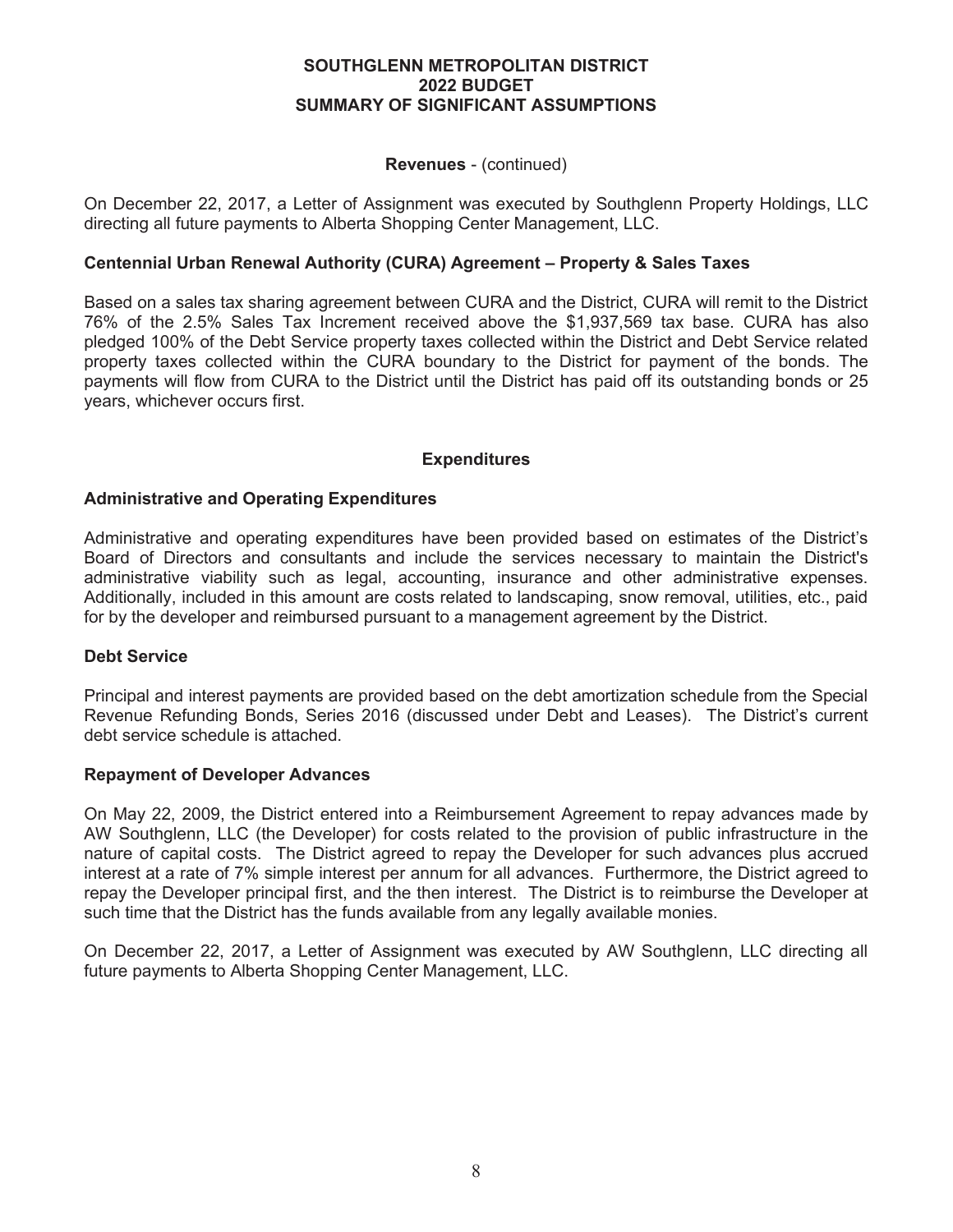# SOUTHGLENN METROPOLITAN DISTRICT
# 2022 BUDGET
# SUMMARY OF SIGNIFICANT ASSUMPTIONS

**Revenues** - (continued)

On December 22, 2017, a Letter of Assignment was executed by Southglenn Property Holdings, LLC directing all future payments to Alberta Shopping Center Management, LLC.

### Centennial Urban Renewal Authority (CURA) Agreement – Property & Sales Taxes

Based on a sales tax sharing agreement between CURA and the District, CURA will remit to the District 76% of the 2.5% Sales Tax Increment received above the $1,937,569 tax base. CURA has also pledged 100% of the Debt Service property taxes collected within the District and Debt Service related property taxes collected within the CURA boundary to the District for payment of the bonds. The payments will flow from CURA to the District until the District has paid off its outstanding bonds or 25 years, whichever occurs first.

## Expenditures

### Administrative and Operating Expenditures

Administrative and operating expenditures have been provided based on estimates of the District's Board of Directors and consultants and include the services necessary to maintain the District's administrative viability such as legal, accounting, insurance and other administrative expenses. Additionally, included in this amount are costs related to landscaping, snow removal, utilities, etc., paid for by the developer and reimbursed pursuant to a management agreement by the District.

### Debt Service

Principal and interest payments are provided based on the debt amortization schedule from the Special Revenue Refunding Bonds, Series 2016 (discussed under Debt and Leases). The District's current debt service schedule is attached.

### Repayment of Developer Advances

On May 22, 2009, the District entered into a Reimbursement Agreement to repay advances made by AW Southglenn, LLC (the Developer) for costs related to the provision of public infrastructure in the nature of capital costs. The District agreed to repay the Developer for such advances plus accrued interest at a rate of 7% simple interest per annum for all advances. Furthermore, the District agreed to repay the Developer principal first, and the then interest. The District is to reimburse the Developer at such time that the District has the funds available from any legally available monies.

On December 22, 2017, a Letter of Assignment was executed by AW Southglenn, LLC directing all future payments to Alberta Shopping Center Management, LLC.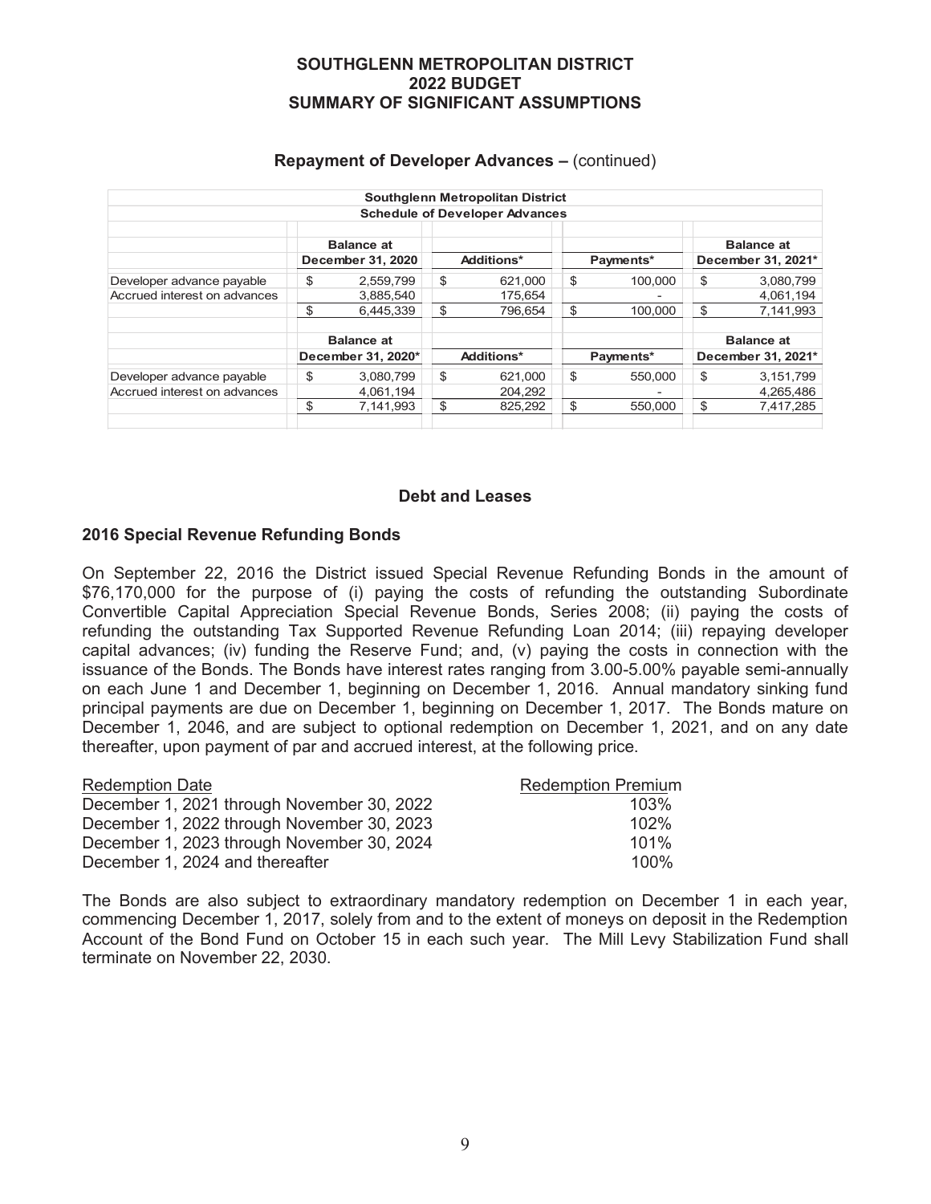**SOUTHGLENN METROPOLITAN DISTRICT**
**2022 BUDGET**
**SUMMARY OF SIGNIFICANT ASSUMPTIONS**

**Repayment of Developer Advances –** (continued)

| Southglenn Metropolitan District<br>Schedule of Developer Advances | | | | |
|---|---|---|---|---|
| | Balance at December 31, 2020 | Additions* | Payments* | Balance at December 31, 2021* |
| Developer advance payable | $ 2,559,799 | $ 621,000 | $ 100,000 | $ 3,080,799 |
| Accrued interest on advances | 3,885,540 | 175,654 | - | 4,061,194 |
| | $ 6,445,339 | $ 796,654 | $ 100,000 | $ 7,141,993 |
| | **Balance at December 31, 2020*** | **Additions*** | **Payments*** | **Balance at December 31, 2021*** |
| Developer advance payable | $ 3,080,799 | $ 621,000 | $ 550,000 | $ 3,151,799 |
| Accrued interest on advances | 4,061,194 | 204,292 | - | 4,265,486 |
| | $ 7,141,993 | $ 825,292 | $ 550,000 | $ 7,417,285 |

## Debt and Leases

### 2016 Special Revenue Refunding Bonds

On September 22, 2016 the District issued Special Revenue Refunding Bonds in the amount of $76,170,000 for the purpose of (i) paying the costs of refunding the outstanding Subordinate Convertible Capital Appreciation Special Revenue Bonds, Series 2008; (ii) paying the costs of refunding the outstanding Tax Supported Revenue Refunding Loan 2014; (iii) repaying developer capital advances; (iv) funding the Reserve Fund; and, (v) paying the costs in connection with the issuance of the Bonds. The Bonds have interest rates ranging from 3.00-5.00% payable semi-annually on each June 1 and December 1, beginning on December 1, 2016. Annual mandatory sinking fund principal payments are due on December 1, beginning on December 1, 2017. The Bonds mature on December 1, 2046, and are subject to optional redemption on December 1, 2021, and on any date thereafter, upon payment of par and accrued interest, at the following price.

| Redemption Date | Redemption Premium |
|---|---|
| December 1, 2021 through November 30, 2022 | 103% |
| December 1, 2022 through November 30, 2023 | 102% |
| December 1, 2023 through November 30, 2024 | 101% |
| December 1, 2024 and thereafter | 100% |

The Bonds are also subject to extraordinary mandatory redemption on December 1 in each year, commencing December 1, 2017, solely from and to the extent of moneys on deposit in the Redemption Account of the Bond Fund on October 15 in each such year. The Mill Levy Stabilization Fund shall terminate on November 22, 2030.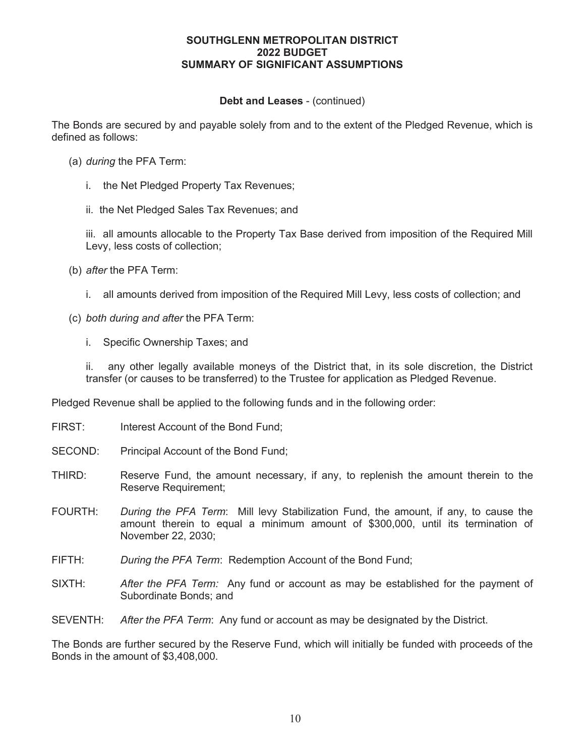**SOUTHGLENN METROPOLITAN DISTRICT**
**2022 BUDGET**
**SUMMARY OF SIGNIFICANT ASSUMPTIONS**

**Debt and Leases** - (continued)

The Bonds are secured by and payable solely from and to the extent of the Pledged Revenue, which is defined as follows:

(a) *during* the PFA Term:

i. the Net Pledged Property Tax Revenues;

ii. the Net Pledged Sales Tax Revenues; and

iii. all amounts allocable to the Property Tax Base derived from imposition of the Required Mill Levy, less costs of collection;

(b) *after* the PFA Term:

i. all amounts derived from imposition of the Required Mill Levy, less costs of collection; and

(c) *both during and after* the PFA Term:

i. Specific Ownership Taxes; and

ii. any other legally available moneys of the District that, in its sole discretion, the District transfer (or causes to be transferred) to the Trustee for application as Pledged Revenue.

Pledged Revenue shall be applied to the following funds and in the following order:

FIRST: Interest Account of the Bond Fund;

SECOND: Principal Account of the Bond Fund;

THIRD: Reserve Fund, the amount necessary, if any, to replenish the amount therein to the Reserve Requirement;

FOURTH: *During the PFA Term*: Mill levy Stabilization Fund, the amount, if any, to cause the amount therein to equal a minimum amount of $300,000, until its termination of November 22, 2030;

FIFTH: *During the PFA Term*: Redemption Account of the Bond Fund;

SIXTH: *After the PFA Term:* Any fund or account as may be established for the payment of Subordinate Bonds; and

SEVENTH: *After the PFA Term*: Any fund or account as may be designated by the District.

The Bonds are further secured by the Reserve Fund, which will initially be funded with proceeds of the Bonds in the amount of $3,408,000.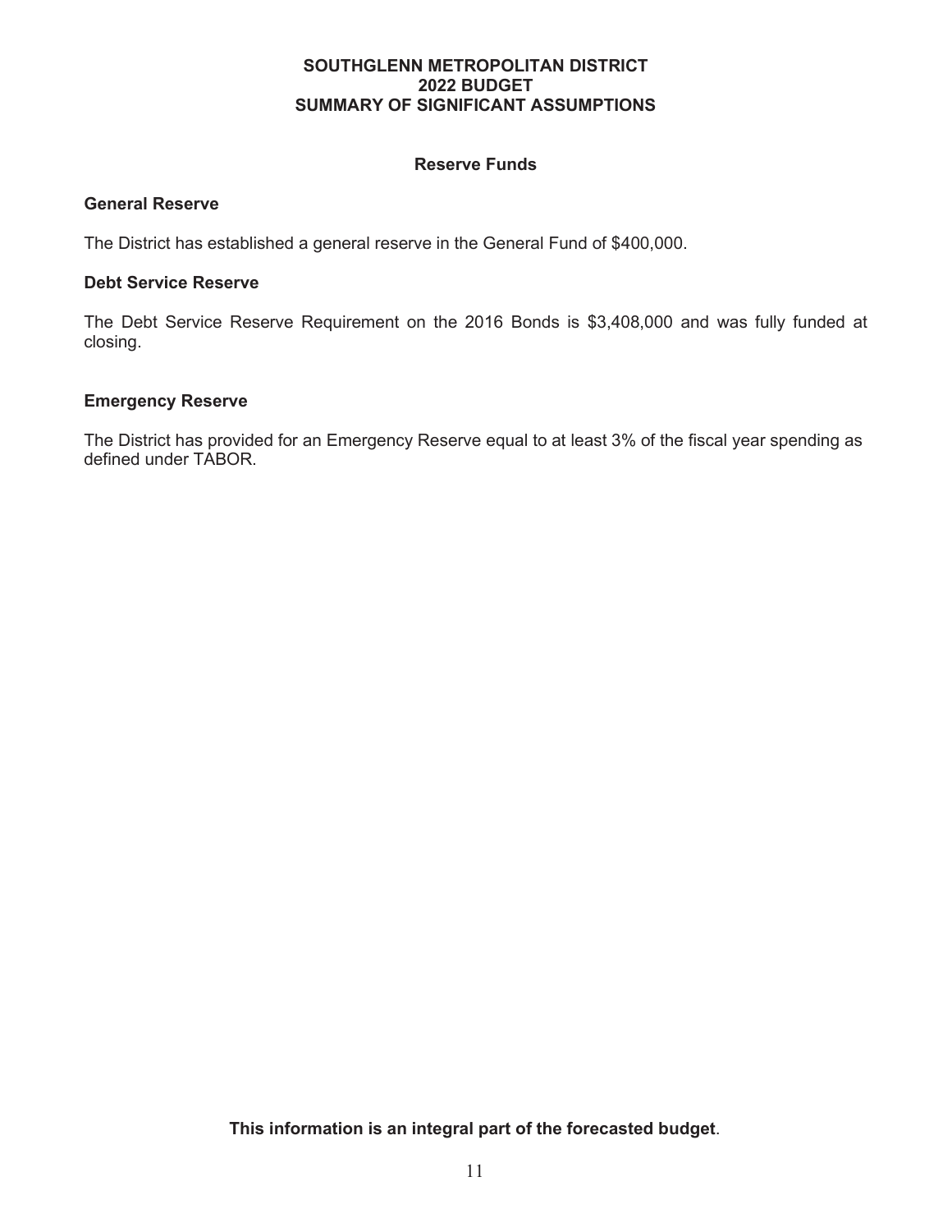# SOUTHGLENN METROPOLITAN DISTRICT
# 2022 BUDGET
# SUMMARY OF SIGNIFICANT ASSUMPTIONS

## Reserve Funds

### General Reserve

The District has established a general reserve in the General Fund of $400,000.

### Debt Service Reserve

The Debt Service Reserve Requirement on the 2016 Bonds is $3,408,000 and was fully funded at closing.

### Emergency Reserve

The District has provided for an Emergency Reserve equal to at least 3% of the fiscal year spending as defined under TABOR.

**This information is an integral part of the forecasted budget**.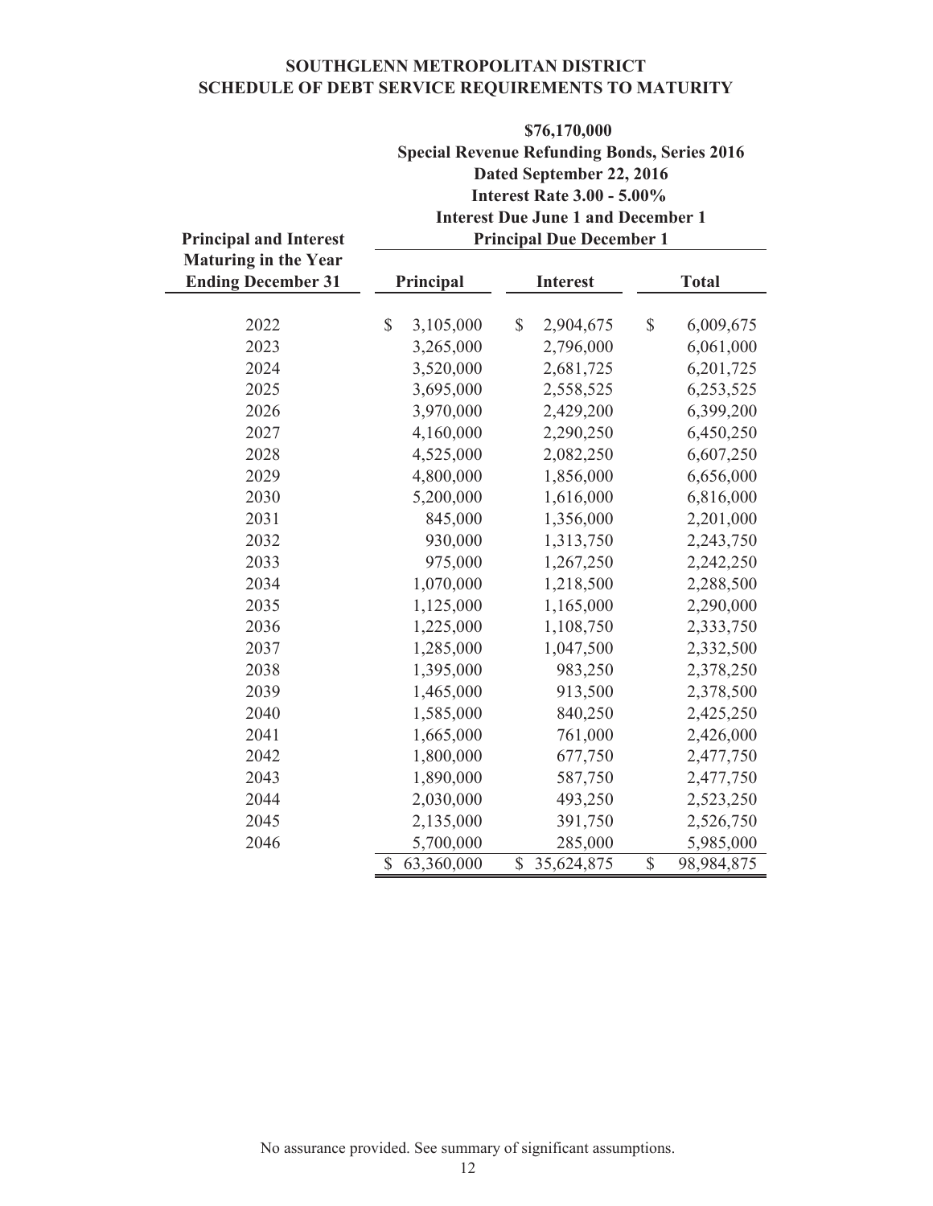**SOUTHGLENN METROPOLITAN DISTRICT**
**SCHEDULE OF DEBT SERVICE REQUIREMENTS TO MATURITY**

| Principal and Interest Maturing in the Year Ending December 31 | $76,170,000 Special Revenue Refunding Bonds, Series 2016 Dated September 22, 2016 Interest Rate 3.00 - 5.00% Interest Due June 1 and December 1 Principal Due December 1 | | |
|---|---|---|---|
| | Principal | Interest | Total |
| 2022 | $ 3,105,000 | $ 2,904,675 | $ 6,009,675 |
| 2023 | 3,265,000 | 2,796,000 | 6,061,000 |
| 2024 | 3,520,000 | 2,681,725 | 6,201,725 |
| 2025 | 3,695,000 | 2,558,525 | 6,253,525 |
| 2026 | 3,970,000 | 2,429,200 | 6,399,200 |
| 2027 | 4,160,000 | 2,290,250 | 6,450,250 |
| 2028 | 4,525,000 | 2,082,250 | 6,607,250 |
| 2029 | 4,800,000 | 1,856,000 | 6,656,000 |
| 2030 | 5,200,000 | 1,616,000 | 6,816,000 |
| 2031 | 845,000 | 1,356,000 | 2,201,000 |
| 2032 | 930,000 | 1,313,750 | 2,243,750 |
| 2033 | 975,000 | 1,267,250 | 2,242,250 |
| 2034 | 1,070,000 | 1,218,500 | 2,288,500 |
| 2035 | 1,125,000 | 1,165,000 | 2,290,000 |
| 2036 | 1,225,000 | 1,108,750 | 2,333,750 |
| 2037 | 1,285,000 | 1,047,500 | 2,332,500 |
| 2038 | 1,395,000 | 983,250 | 2,378,250 |
| 2039 | 1,465,000 | 913,500 | 2,378,500 |
| 2040 | 1,585,000 | 840,250 | 2,425,250 |
| 2041 | 1,665,000 | 761,000 | 2,426,000 |
| 2042 | 1,800,000 | 677,750 | 2,477,750 |
| 2043 | 1,890,000 | 587,750 | 2,477,750 |
| 2044 | 2,030,000 | 493,250 | 2,523,250 |
| 2045 | 2,135,000 | 391,750 | 2,526,750 |
| 2046 | 5,700,000 | 285,000 | 5,985,000 |
| | $ 63,360,000 | $ 35,624,875 | $ 98,984,875 |

No assurance provided. See summary of significant assumptions.